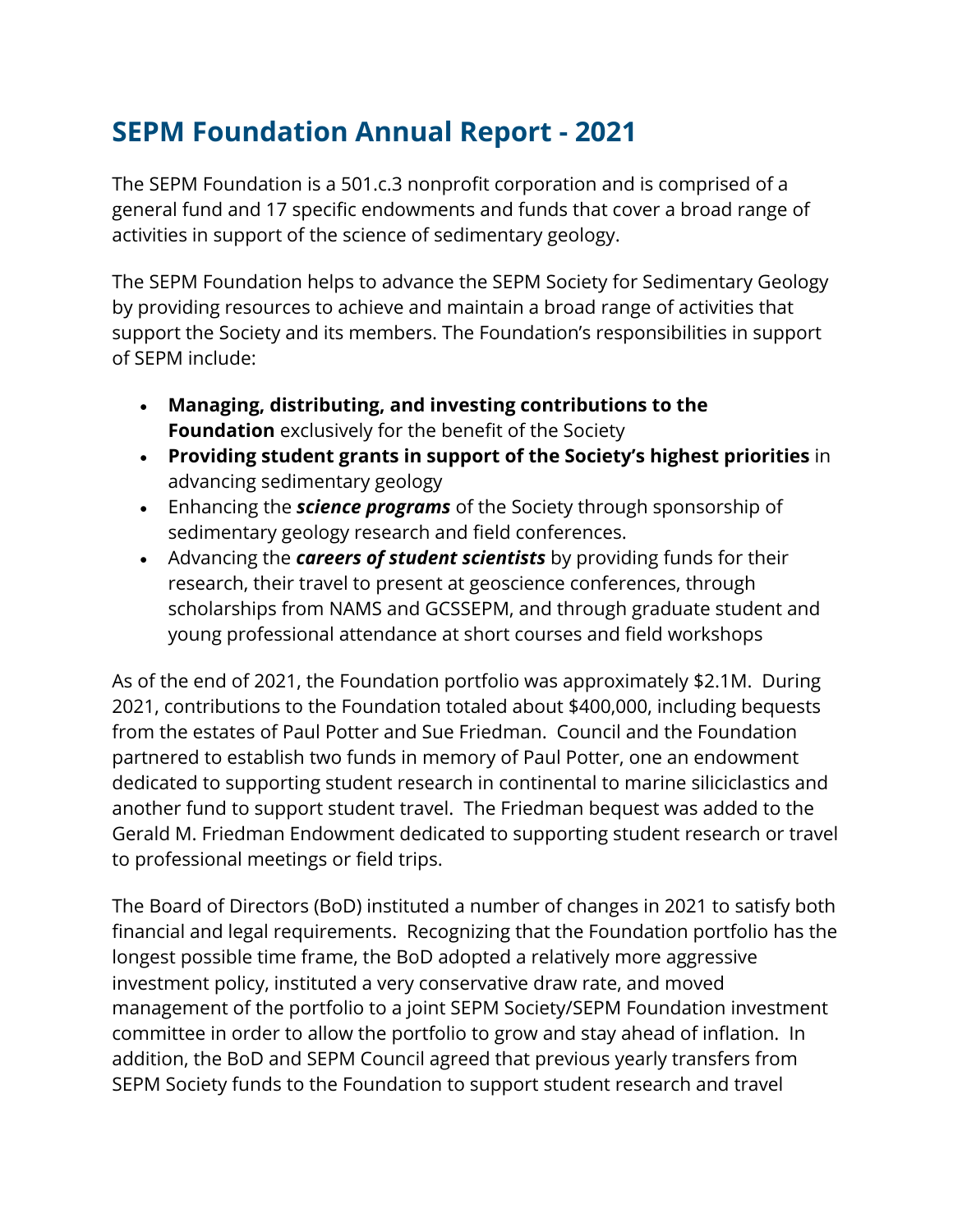# SEPM Foundation Annual Report - 2021

The SEPM Foundation is a 501.c.3 nonprofit corporation and is comprised of a general fund and 17 specific endowments and funds that cover a broad range of activities in support of the science of sedimentary geology.

The SEPM Foundation helps to advance the SEPM Society for Sedimentary Geology by providing resources to achieve and maintain a broad range of activities that support the Society and its members. The Foundation's responsibilities in support of SEPM include:

- **Managing, distributing, and investing contributions to the Foundation** exclusively for the benefit of the Society
- **Providing student grants in support of the Society's highest priorities** in advancing sedimentary geology
- Enhancing the ***science programs*** of the Society through sponsorship of sedimentary geology research and field conferences.
- Advancing the ***careers of student scientists*** by providing funds for their research, their travel to present at geoscience conferences, through scholarships from NAMS and GCSSEPM, and through graduate student and young professional attendance at short courses and field workshops

As of the end of 2021, the Foundation portfolio was approximately $2.1M. During 2021, contributions to the Foundation totaled about $400,000, including bequests from the estates of Paul Potter and Sue Friedman. Council and the Foundation partnered to establish two funds in memory of Paul Potter, one an endowment dedicated to supporting student research in continental to marine siliciclastics and another fund to support student travel. The Friedman bequest was added to the Gerald M. Friedman Endowment dedicated to supporting student research or travel to professional meetings or field trips.

The Board of Directors (BoD) instituted a number of changes in 2021 to satisfy both financial and legal requirements. Recognizing that the Foundation portfolio has the longest possible time frame, the BoD adopted a relatively more aggressive investment policy, instituted a very conservative draw rate, and moved management of the portfolio to a joint SEPM Society/SEPM Foundation investment committee in order to allow the portfolio to grow and stay ahead of inflation. In addition, the BoD and SEPM Council agreed that previous yearly transfers from SEPM Society funds to the Foundation to support student research and travel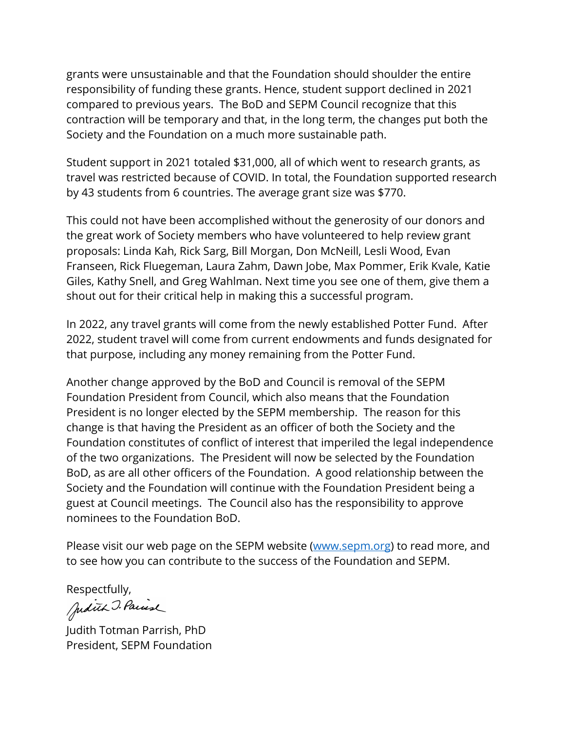grants were unsustainable and that the Foundation should shoulder the entire responsibility of funding these grants. Hence, student support declined in 2021 compared to previous years. The BoD and SEPM Council recognize that this contraction will be temporary and that, in the long term, the changes put both the Society and the Foundation on a much more sustainable path.

Student support in 2021 totaled $31,000, all of which went to research grants, as travel was restricted because of COVID. In total, the Foundation supported research by 43 students from 6 countries. The average grant size was $770.

This could not have been accomplished without the generosity of our donors and the great work of Society members who have volunteered to help review grant proposals: Linda Kah, Rick Sarg, Bill Morgan, Don McNeill, Lesli Wood, Evan Franseen, Rick Fluegeman, Laura Zahm, Dawn Jobe, Max Pommer, Erik Kvale, Katie Giles, Kathy Snell, and Greg Wahlman. Next time you see one of them, give them a shout out for their critical help in making this a successful program.

In 2022, any travel grants will come from the newly established Potter Fund. After 2022, student travel will come from current endowments and funds designated for that purpose, including any money remaining from the Potter Fund.

Another change approved by the BoD and Council is removal of the SEPM Foundation President from Council, which also means that the Foundation President is no longer elected by the SEPM membership. The reason for this change is that having the President as an officer of both the Society and the Foundation constitutes of conflict of interest that imperiled the legal independence of the two organizations. The President will now be selected by the Foundation BoD, as are all other officers of the Foundation. A good relationship between the Society and the Foundation will continue with the Foundation President being a guest at Council meetings. The Council also has the responsibility to approve nominees to the Foundation BoD.

Please visit our web page on the SEPM website ([www.sepm.org](www.sepm.org)) to read more, and to see how you can contribute to the success of the Foundation and SEPM.

Respectfully,

Judith T. Parrish

Judith Totman Parrish, PhD
President, SEPM Foundation